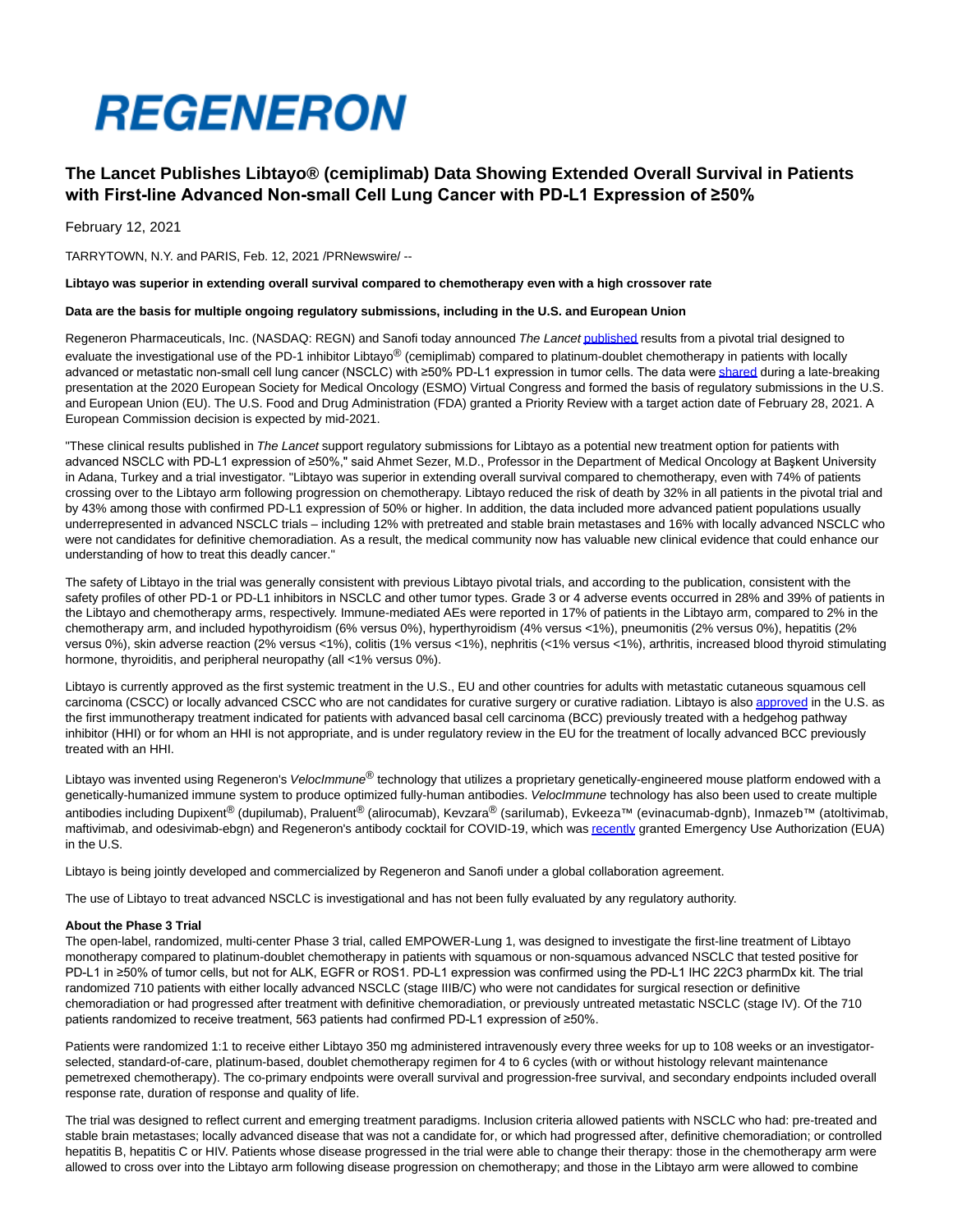# REGENERON

## The Lancet Publishes Libtayo® (cemiplimab) Data Showing Extended Overall Survival in Patients with First-line Advanced Non-small Cell Lung Cancer with PD-L1 Expression of ≥50%

February 12, 2021

TARRYTOWN, N.Y. and PARIS, Feb. 12, 2021 /PRNewswire/ --

**Libtayo was superior in extending overall survival compared to chemotherapy even with a high crossover rate**

**Data are the basis for multiple ongoing regulatory submissions, including in the U.S. and European Union**

Regeneron Pharmaceuticals, Inc. (NASDAQ: REGN) and Sanofi today announced *The Lancet* published results from a pivotal trial designed to evaluate the investigational use of the PD-1 inhibitor Libtayo® (cemiplimab) compared to platinum-doublet chemotherapy in patients with locally advanced or metastatic non-small cell lung cancer (NSCLC) with ≥50% PD-L1 expression in tumor cells. The data were shared during a late-breaking presentation at the 2020 European Society for Medical Oncology (ESMO) Virtual Congress and formed the basis of regulatory submissions in the U.S. and European Union (EU). The U.S. Food and Drug Administration (FDA) granted a Priority Review with a target action date of February 28, 2021. A European Commission decision is expected by mid-2021.

"These clinical results published in *The Lancet* support regulatory submissions for Libtayo as a potential new treatment option for patients with advanced NSCLC with PD-L1 expression of ≥50%," said Ahmet Sezer, M.D., Professor in the Department of Medical Oncology at Başkent University in Adana, Turkey and a trial investigator. "Libtayo was superior in extending overall survival compared to chemotherapy, even with 74% of patients crossing over to the Libtayo arm following progression on chemotherapy. Libtayo reduced the risk of death by 32% in all patients in the pivotal trial and by 43% among those with confirmed PD-L1 expression of 50% or higher. In addition, the data included more advanced patient populations usually underrepresented in advanced NSCLC trials – including 12% with pretreated and stable brain metastases and 16% with locally advanced NSCLC who were not candidates for definitive chemoradiation. As a result, the medical community now has valuable new clinical evidence that could enhance our understanding of how to treat this deadly cancer."

The safety of Libtayo in the trial was generally consistent with previous Libtayo pivotal trials, and according to the publication, consistent with the safety profiles of other PD-1 or PD-L1 inhibitors in NSCLC and other tumor types. Grade 3 or 4 adverse events occurred in 28% and 39% of patients in the Libtayo and chemotherapy arms, respectively. Immune-mediated AEs were reported in 17% of patients in the Libtayo arm, compared to 2% in the chemotherapy arm, and included hypothyroidism (6% versus 0%), hyperthyroidism (4% versus <1%), pneumonitis (2% versus 0%), hepatitis (2% versus 0%), skin adverse reaction (2% versus <1%), colitis (1% versus <1%), nephritis (<1% versus <1%), arthritis, increased blood thyroid stimulating hormone, thyroiditis, and peripheral neuropathy (all <1% versus 0%).

Libtayo is currently approved as the first systemic treatment in the U.S., EU and other countries for adults with metastatic cutaneous squamous cell carcinoma (CSCC) or locally advanced CSCC who are not candidates for curative surgery or curative radiation. Libtayo is also approved in the U.S. as the first immunotherapy treatment indicated for patients with advanced basal cell carcinoma (BCC) previously treated with a hedgehog pathway inhibitor (HHI) or for whom an HHI is not appropriate, and is under regulatory review in the EU for the treatment of locally advanced BCC previously treated with an HHI.

Libtayo was invented using Regeneron's *VelocImmune*® technology that utilizes a proprietary genetically-engineered mouse platform endowed with a genetically-humanized immune system to produce optimized fully-human antibodies. *VelocImmune* technology has also been used to create multiple antibodies including Dupixent® (dupilumab), Praluent® (alirocumab), Kevzara® (sarilumab), Evkeeza™ (evinacumab-dgnb), Inmazeb™ (atoltivimab, maftivimab, and odesivimab-ebgn) and Regeneron's antibody cocktail for COVID-19, which was recently granted Emergency Use Authorization (EUA) in the U.S.

Libtayo is being jointly developed and commercialized by Regeneron and Sanofi under a global collaboration agreement.

The use of Libtayo to treat advanced NSCLC is investigational and has not been fully evaluated by any regulatory authority.

**About the Phase 3 Trial**

The open-label, randomized, multi-center Phase 3 trial, called EMPOWER-Lung 1, was designed to investigate the first-line treatment of Libtayo monotherapy compared to platinum-doublet chemotherapy in patients with squamous or non-squamous advanced NSCLC that tested positive for PD-L1 in ≥50% of tumor cells, but not for ALK, EGFR or ROS1. PD-L1 expression was confirmed using the PD-L1 IHC 22C3 pharmDx kit. The trial randomized 710 patients with either locally advanced NSCLC (stage IIIB/C) who were not candidates for surgical resection or definitive chemoradiation or had progressed after treatment with definitive chemoradiation, or previously untreated metastatic NSCLC (stage IV). Of the 710 patients randomized to receive treatment, 563 patients had confirmed PD-L1 expression of ≥50%.

Patients were randomized 1:1 to receive either Libtayo 350 mg administered intravenously every three weeks for up to 108 weeks or an investigator-selected, standard-of-care, platinum-based, doublet chemotherapy regimen for 4 to 6 cycles (with or without histology relevant maintenance pemetrexed chemotherapy). The co-primary endpoints were overall survival and progression-free survival, and secondary endpoints included overall response rate, duration of response and quality of life.

The trial was designed to reflect current and emerging treatment paradigms. Inclusion criteria allowed patients with NSCLC who had: pre-treated and stable brain metastases; locally advanced disease that was not a candidate for, or which had progressed after, definitive chemoradiation; or controlled hepatitis B, hepatitis C or HIV. Patients whose disease progressed in the trial were able to change their therapy: those in the chemotherapy arm were allowed to cross over into the Libtayo arm following disease progression on chemotherapy; and those in the Libtayo arm were allowed to combine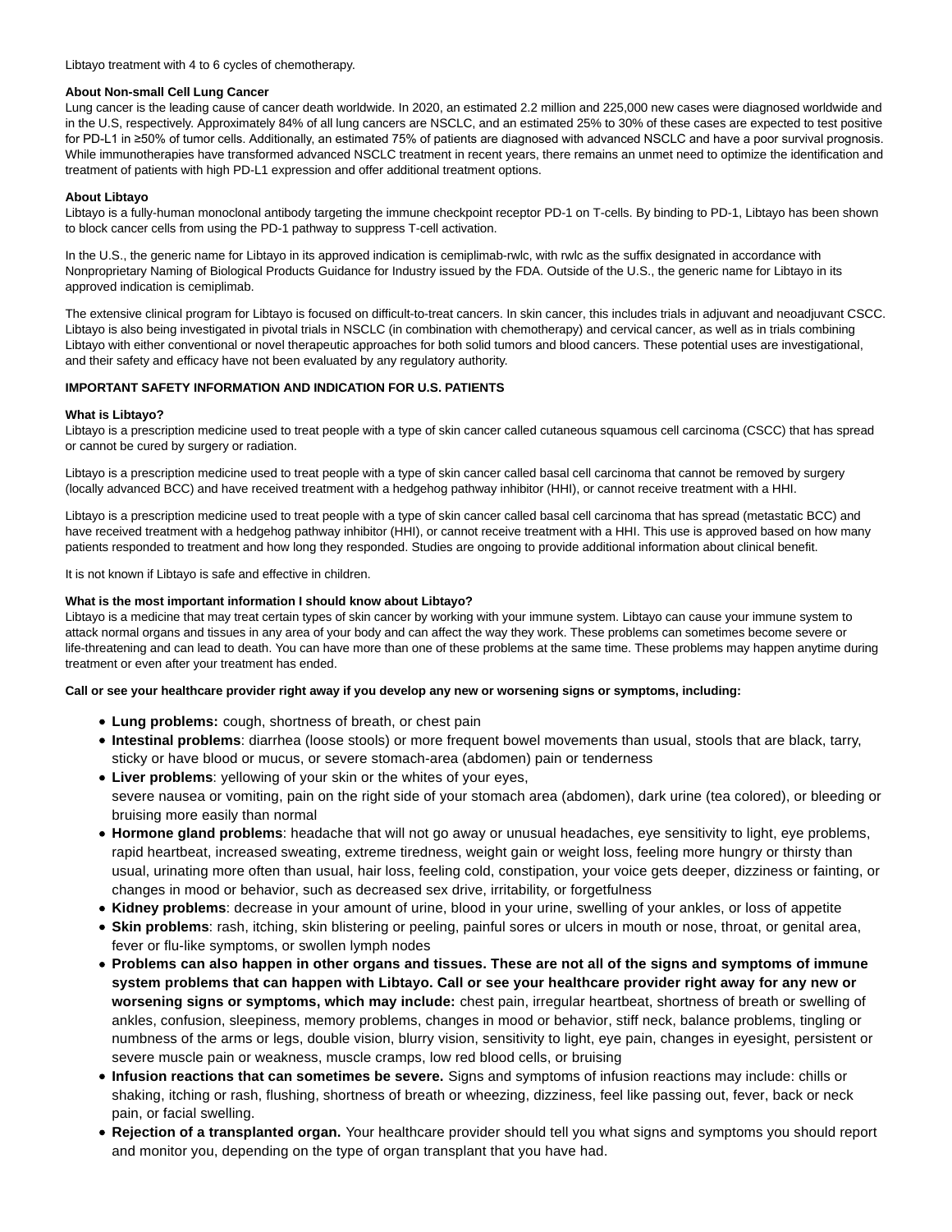Libtayo treatment with 4 to 6 cycles of chemotherapy.

**About Non-small Cell Lung Cancer**

Lung cancer is the leading cause of cancer death worldwide. In 2020, an estimated 2.2 million and 225,000 new cases were diagnosed worldwide and in the U.S, respectively. Approximately 84% of all lung cancers are NSCLC, and an estimated 25% to 30% of these cases are expected to test positive for PD-L1 in ≥50% of tumor cells. Additionally, an estimated 75% of patients are diagnosed with advanced NSCLC and have a poor survival prognosis. While immunotherapies have transformed advanced NSCLC treatment in recent years, there remains an unmet need to optimize the identification and treatment of patients with high PD-L1 expression and offer additional treatment options.

**About Libtayo**

Libtayo is a fully-human monoclonal antibody targeting the immune checkpoint receptor PD-1 on T-cells. By binding to PD-1, Libtayo has been shown to block cancer cells from using the PD-1 pathway to suppress T-cell activation.

In the U.S., the generic name for Libtayo in its approved indication is cemiplimab-rwlc, with rwlc as the suffix designated in accordance with Nonproprietary Naming of Biological Products Guidance for Industry issued by the FDA. Outside of the U.S., the generic name for Libtayo in its approved indication is cemiplimab.

The extensive clinical program for Libtayo is focused on difficult-to-treat cancers. In skin cancer, this includes trials in adjuvant and neoadjuvant CSCC. Libtayo is also being investigated in pivotal trials in NSCLC (in combination with chemotherapy) and cervical cancer, as well as in trials combining Libtayo with either conventional or novel therapeutic approaches for both solid tumors and blood cancers. These potential uses are investigational, and their safety and efficacy have not been evaluated by any regulatory authority.

**IMPORTANT SAFETY INFORMATION AND INDICATION FOR U.S. PATIENTS**

**What is Libtayo?**

Libtayo is a prescription medicine used to treat people with a type of skin cancer called cutaneous squamous cell carcinoma (CSCC) that has spread or cannot be cured by surgery or radiation.

Libtayo is a prescription medicine used to treat people with a type of skin cancer called basal cell carcinoma that cannot be removed by surgery (locally advanced BCC) and have received treatment with a hedgehog pathway inhibitor (HHI), or cannot receive treatment with a HHI.

Libtayo is a prescription medicine used to treat people with a type of skin cancer called basal cell carcinoma that has spread (metastatic BCC) and have received treatment with a hedgehog pathway inhibitor (HHI), or cannot receive treatment with a HHI. This use is approved based on how many patients responded to treatment and how long they responded. Studies are ongoing to provide additional information about clinical benefit.

It is not known if Libtayo is safe and effective in children.

**What is the most important information I should know about Libtayo?**

Libtayo is a medicine that may treat certain types of skin cancer by working with your immune system. Libtayo can cause your immune system to attack normal organs and tissues in any area of your body and can affect the way they work. These problems can sometimes become severe or life-threatening and can lead to death. You can have more than one of these problems at the same time. These problems may happen anytime during treatment or even after your treatment has ended.

**Call or see your healthcare provider right away if you develop any new or worsening signs or symptoms, including:**

- **Lung problems:** cough, shortness of breath, or chest pain
- **Intestinal problems**: diarrhea (loose stools) or more frequent bowel movements than usual, stools that are black, tarry, sticky or have blood or mucus, or severe stomach-area (abdomen) pain or tenderness
- **Liver problems**: yellowing of your skin or the whites of your eyes, severe nausea or vomiting, pain on the right side of your stomach area (abdomen), dark urine (tea colored), or bleeding or bruising more easily than normal
- **Hormone gland problems**: headache that will not go away or unusual headaches, eye sensitivity to light, eye problems, rapid heartbeat, increased sweating, extreme tiredness, weight gain or weight loss, feeling more hungry or thirsty than usual, urinating more often than usual, hair loss, feeling cold, constipation, your voice gets deeper, dizziness or fainting, or changes in mood or behavior, such as decreased sex drive, irritability, or forgetfulness
- **Kidney problems**: decrease in your amount of urine, blood in your urine, swelling of your ankles, or loss of appetite
- **Skin problems**: rash, itching, skin blistering or peeling, painful sores or ulcers in mouth or nose, throat, or genital area, fever or flu-like symptoms, or swollen lymph nodes
- **Problems can also happen in other organs and tissues. These are not all of the signs and symptoms of immune system problems that can happen with Libtayo. Call or see your healthcare provider right away for any new or worsening signs or symptoms, which may include:** chest pain, irregular heartbeat, shortness of breath or swelling of ankles, confusion, sleepiness, memory problems, changes in mood or behavior, stiff neck, balance problems, tingling or numbness of the arms or legs, double vision, blurry vision, sensitivity to light, eye pain, changes in eyesight, persistent or severe muscle pain or weakness, muscle cramps, low red blood cells, or bruising
- **Infusion reactions that can sometimes be severe.** Signs and symptoms of infusion reactions may include: chills or shaking, itching or rash, flushing, shortness of breath or wheezing, dizziness, feel like passing out, fever, back or neck pain, or facial swelling.
- **Rejection of a transplanted organ.** Your healthcare provider should tell you what signs and symptoms you should report and monitor you, depending on the type of organ transplant that you have had.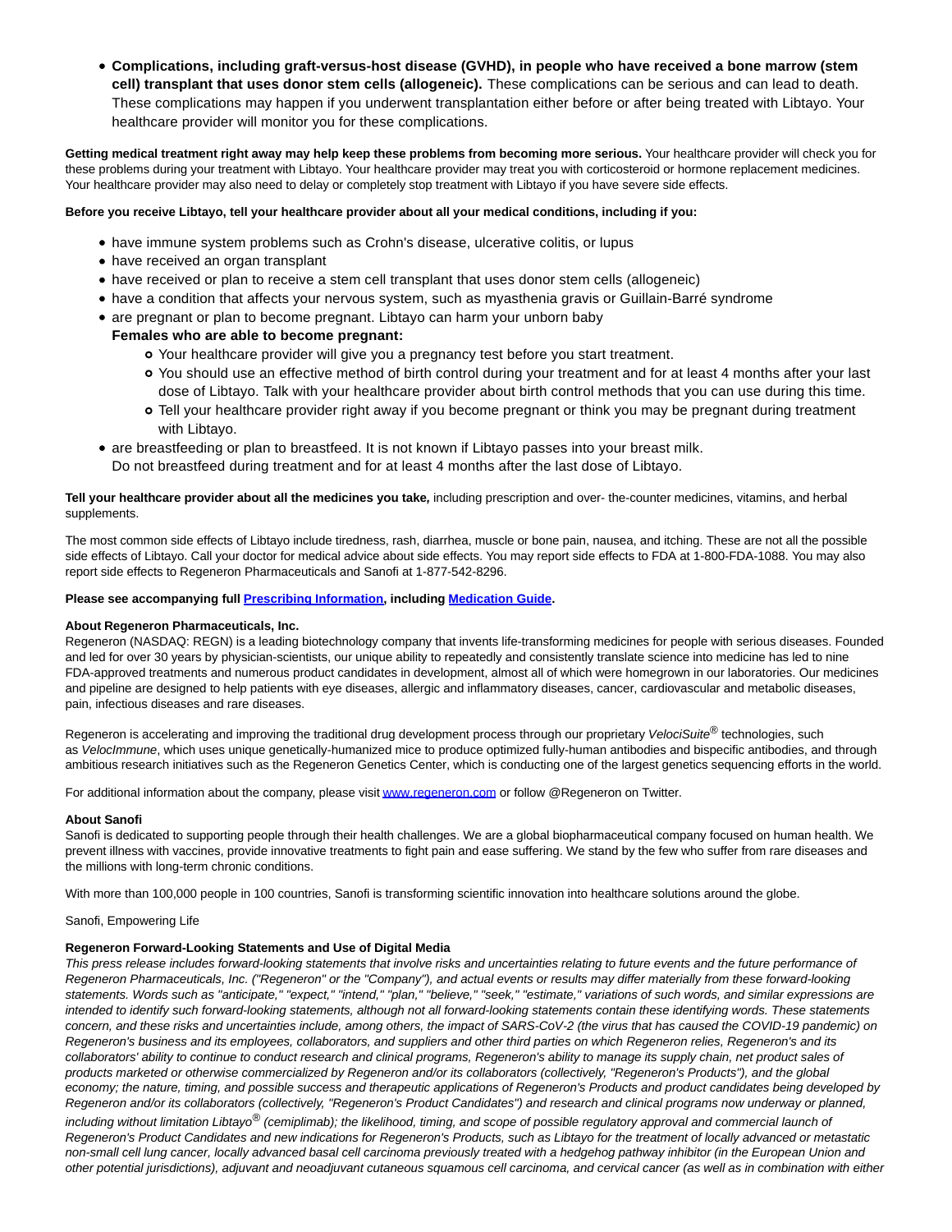- **Complications, including graft-versus-host disease (GVHD), in people who have received a bone marrow (stem cell) transplant that uses donor stem cells (allogeneic).** These complications can be serious and can lead to death. These complications may happen if you underwent transplantation either before or after being treated with Libtayo. Your healthcare provider will monitor you for these complications.

**Getting medical treatment right away may help keep these problems from becoming more serious.** Your healthcare provider will check you for these problems during your treatment with Libtayo. Your healthcare provider may treat you with corticosteroid or hormone replacement medicines. Your healthcare provider may also need to delay or completely stop treatment with Libtayo if you have severe side effects.

**Before you receive Libtayo, tell your healthcare provider about all your medical conditions, including if you:**

- have immune system problems such as Crohn's disease, ulcerative colitis, or lupus
- have received an organ transplant
- have received or plan to receive a stem cell transplant that uses donor stem cells (allogeneic)
- have a condition that affects your nervous system, such as myasthenia gravis or Guillain-Barré syndrome
- are pregnant or plan to become pregnant. Libtayo can harm your unborn baby
  **Females who are able to become pregnant:**
  - Your healthcare provider will give you a pregnancy test before you start treatment.
  - You should use an effective method of birth control during your treatment and for at least 4 months after your last dose of Libtayo. Talk with your healthcare provider about birth control methods that you can use during this time.
  - Tell your healthcare provider right away if you become pregnant or think you may be pregnant during treatment with Libtayo.
- are breastfeeding or plan to breastfeed. It is not known if Libtayo passes into your breast milk.
  Do not breastfeed during treatment and for at least 4 months after the last dose of Libtayo.

**Tell your healthcare provider about all the medicines you take,** including prescription and over- the-counter medicines, vitamins, and herbal supplements.

The most common side effects of Libtayo include tiredness, rash, diarrhea, muscle or bone pain, nausea, and itching. These are not all the possible side effects of Libtayo. Call your doctor for medical advice about side effects. You may report side effects to FDA at 1-800-FDA-1088. You may also report side effects to Regeneron Pharmaceuticals and Sanofi at 1-877-542-8296.

**Please see accompanying full Prescribing Information, including Medication Guide.**

**About Regeneron Pharmaceuticals, Inc.**
Regeneron (NASDAQ: REGN) is a leading biotechnology company that invents life-transforming medicines for people with serious diseases. Founded and led for over 30 years by physician-scientists, our unique ability to repeatedly and consistently translate science into medicine has led to nine FDA-approved treatments and numerous product candidates in development, almost all of which were homegrown in our laboratories. Our medicines and pipeline are designed to help patients with eye diseases, allergic and inflammatory diseases, cancer, cardiovascular and metabolic diseases, pain, infectious diseases and rare diseases.

Regeneron is accelerating and improving the traditional drug development process through our proprietary *VelociSuite*® technologies, such as *VelocImmune*, which uses unique genetically-humanized mice to produce optimized fully-human antibodies and bispecific antibodies, and through ambitious research initiatives such as the Regeneron Genetics Center, which is conducting one of the largest genetics sequencing efforts in the world.

For additional information about the company, please visit www.regeneron.com or follow @Regeneron on Twitter.

**About Sanofi**
Sanofi is dedicated to supporting people through their health challenges. We are a global biopharmaceutical company focused on human health. We prevent illness with vaccines, provide innovative treatments to fight pain and ease suffering. We stand by the few who suffer from rare diseases and the millions with long-term chronic conditions.

With more than 100,000 people in 100 countries, Sanofi is transforming scientific innovation into healthcare solutions around the globe.

Sanofi, Empowering Life

**Regeneron Forward-Looking Statements and Use of Digital Media**
*This press release includes forward-looking statements that involve risks and uncertainties relating to future events and the future performance of Regeneron Pharmaceuticals, Inc. ("Regeneron" or the "Company"), and actual events or results may differ materially from these forward-looking statements. Words such as "anticipate," "expect," "intend," "plan," "believe," "seek," "estimate," variations of such words, and similar expressions are intended to identify such forward-looking statements, although not all forward-looking statements contain these identifying words. These statements concern, and these risks and uncertainties include, among others, the impact of SARS-CoV-2 (the virus that has caused the COVID-19 pandemic) on Regeneron's business and its employees, collaborators, and suppliers and other third parties on which Regeneron relies, Regeneron's and its collaborators' ability to continue to conduct research and clinical programs, Regeneron's ability to manage its supply chain, net product sales of products marketed or otherwise commercialized by Regeneron and/or its collaborators (collectively, "Regeneron's Products"), and the global economy; the nature, timing, and possible success and therapeutic applications of Regeneron's Products and product candidates being developed by Regeneron and/or its collaborators (collectively, "Regeneron's Product Candidates") and research and clinical programs now underway or planned, including without limitation Libtayo® (cemiplimab); the likelihood, timing, and scope of possible regulatory approval and commercial launch of Regeneron's Product Candidates and new indications for Regeneron's Products, such as Libtayo for the treatment of locally advanced or metastatic non-small cell lung cancer, locally advanced basal cell carcinoma previously treated with a hedgehog pathway inhibitor (in the European Union and other potential jurisdictions), adjuvant and neoadjuvant cutaneous squamous cell carcinoma, and cervical cancer (as well as in combination with either*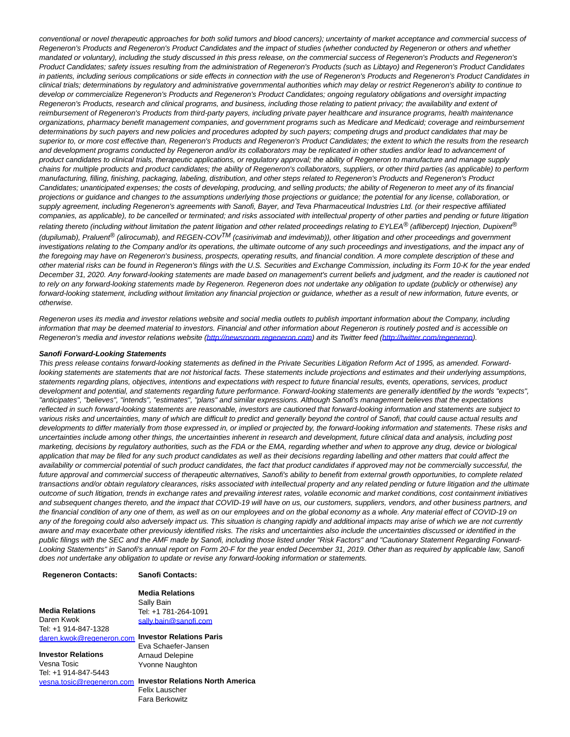*conventional or novel therapeutic approaches for both solid tumors and blood cancers); uncertainty of market acceptance and commercial success of Regeneron's Products and Regeneron's Product Candidates and the impact of studies (whether conducted by Regeneron or others and whether mandated or voluntary), including the study discussed in this press release, on the commercial success of Regeneron's Products and Regeneron's Product Candidates; safety issues resulting from the administration of Regeneron's Products (such as Libtayo) and Regeneron's Product Candidates in patients, including serious complications or side effects in connection with the use of Regeneron's Products and Regeneron's Product Candidates in clinical trials; determinations by regulatory and administrative governmental authorities which may delay or restrict Regeneron's ability to continue to develop or commercialize Regeneron's Products and Regeneron's Product Candidates; ongoing regulatory obligations and oversight impacting Regeneron's Products, research and clinical programs, and business, including those relating to patient privacy; the availability and extent of reimbursement of Regeneron's Products from third-party payers, including private payer healthcare and insurance programs, health maintenance organizations, pharmacy benefit management companies, and government programs such as Medicare and Medicaid; coverage and reimbursement determinations by such payers and new policies and procedures adopted by such payers; competing drugs and product candidates that may be superior to, or more cost effective than, Regeneron's Products and Regeneron's Product Candidates; the extent to which the results from the research and development programs conducted by Regeneron and/or its collaborators may be replicated in other studies and/or lead to advancement of product candidates to clinical trials, therapeutic applications, or regulatory approval; the ability of Regeneron to manufacture and manage supply chains for multiple products and product candidates; the ability of Regeneron's collaborators, suppliers, or other third parties (as applicable) to perform manufacturing, filling, finishing, packaging, labeling, distribution, and other steps related to Regeneron's Products and Regeneron's Product Candidates; unanticipated expenses; the costs of developing, producing, and selling products; the ability of Regeneron to meet any of its financial projections or guidance and changes to the assumptions underlying those projections or guidance; the potential for any license, collaboration, or supply agreement, including Regeneron's agreements with Sanofi, Bayer, and Teva Pharmaceutical Industries Ltd. (or their respective affiliated companies, as applicable), to be cancelled or terminated; and risks associated with intellectual property of other parties and pending or future litigation relating thereto (including without limitation the patent litigation and other related proceedings relating to EYLEA® (aflibercept) Injection, Dupixent® (dupilumab), Praluent® (alirocumab), and REGEN-COV™ (casirivimab and imdevimab)), other litigation and other proceedings and government investigations relating to the Company and/or its operations, the ultimate outcome of any such proceedings and investigations, and the impact any of the foregoing may have on Regeneron's business, prospects, operating results, and financial condition. A more complete description of these and other material risks can be found in Regeneron's filings with the U.S. Securities and Exchange Commission, including its Form 10-K for the year ended December 31, 2020. Any forward-looking statements are made based on management's current beliefs and judgment, and the reader is cautioned not to rely on any forward-looking statements made by Regeneron. Regeneron does not undertake any obligation to update (publicly or otherwise) any forward-looking statement, including without limitation any financial projection or guidance, whether as a result of new information, future events, or otherwise.*

*Regeneron uses its media and investor relations website and social media outlets to publish important information about the Company, including information that may be deemed material to investors. Financial and other information about Regeneron is routinely posted and is accessible on Regeneron's media and investor relations website (http://newsroom.regeneron.com) and its Twitter feed (http://twitter.com/regeneron).*

***Sanofi Forward-Looking Statements***

*This press release contains forward-looking statements as defined in the Private Securities Litigation Reform Act of 1995, as amended. Forward-looking statements are statements that are not historical facts. These statements include projections and estimates and their underlying assumptions, statements regarding plans, objectives, intentions and expectations with respect to future financial results, events, operations, services, product development and potential, and statements regarding future performance. Forward-looking statements are generally identified by the words "expects", "anticipates", "believes", "intends", "estimates", "plans" and similar expressions. Although Sanofi's management believes that the expectations reflected in such forward-looking statements are reasonable, investors are cautioned that forward-looking information and statements are subject to various risks and uncertainties, many of which are difficult to predict and generally beyond the control of Sanofi, that could cause actual results and developments to differ materially from those expressed in, or implied or projected by, the forward-looking information and statements. These risks and uncertainties include among other things, the uncertainties inherent in research and development, future clinical data and analysis, including post marketing, decisions by regulatory authorities, such as the FDA or the EMA, regarding whether and when to approve any drug, device or biological application that may be filed for any such product candidates as well as their decisions regarding labelling and other matters that could affect the availability or commercial potential of such product candidates, the fact that product candidates if approved may not be commercially successful, the future approval and commercial success of therapeutic alternatives, Sanofi's ability to benefit from external growth opportunities, to complete related transactions and/or obtain regulatory clearances, risks associated with intellectual property and any related pending or future litigation and the ultimate outcome of such litigation, trends in exchange rates and prevailing interest rates, volatile economic and market conditions, cost containment initiatives and subsequent changes thereto, and the impact that COVID-19 will have on us, our customers, suppliers, vendors, and other business partners, and the financial condition of any one of them, as well as on our employees and on the global economy as a whole. Any material effect of COVID-19 on any of the foregoing could also adversely impact us. This situation is changing rapidly and additional impacts may arise of which we are not currently aware and may exacerbate other previously identified risks. The risks and uncertainties also include the uncertainties discussed or identified in the public filings with the SEC and the AMF made by Sanofi, including those listed under "Risk Factors" and "Cautionary Statement Regarding Forward-Looking Statements" in Sanofi's annual report on Form 20-F for the year ended December 31, 2019. Other than as required by applicable law, Sanofi does not undertake any obligation to update or revise any forward-looking information or statements.*

| **Regeneron Contacts:** | **Sanofi Contacts:** |
|---|---|
| **Media Relations**<br>Daren Kwok<br>Tel: +1 914-847-1328<br>daren.kwok@regeneron.com | **Media Relations**<br>Sally Bain<br>Tel: +1 781-264-1091<br>sally.bain@sanofi.com |
| **Investor Relations**<br>Vesna Tosic<br>Tel: +1 914-847-5443<br>vesna.tosic@regeneron.com | **Investor Relations Paris**<br>Eva Schaefer-Jansen<br>Arnaud Delepine<br>Yvonne Naughton |
| | **Investor Relations North America**<br>Felix Lauscher<br>Fara Berkowitz |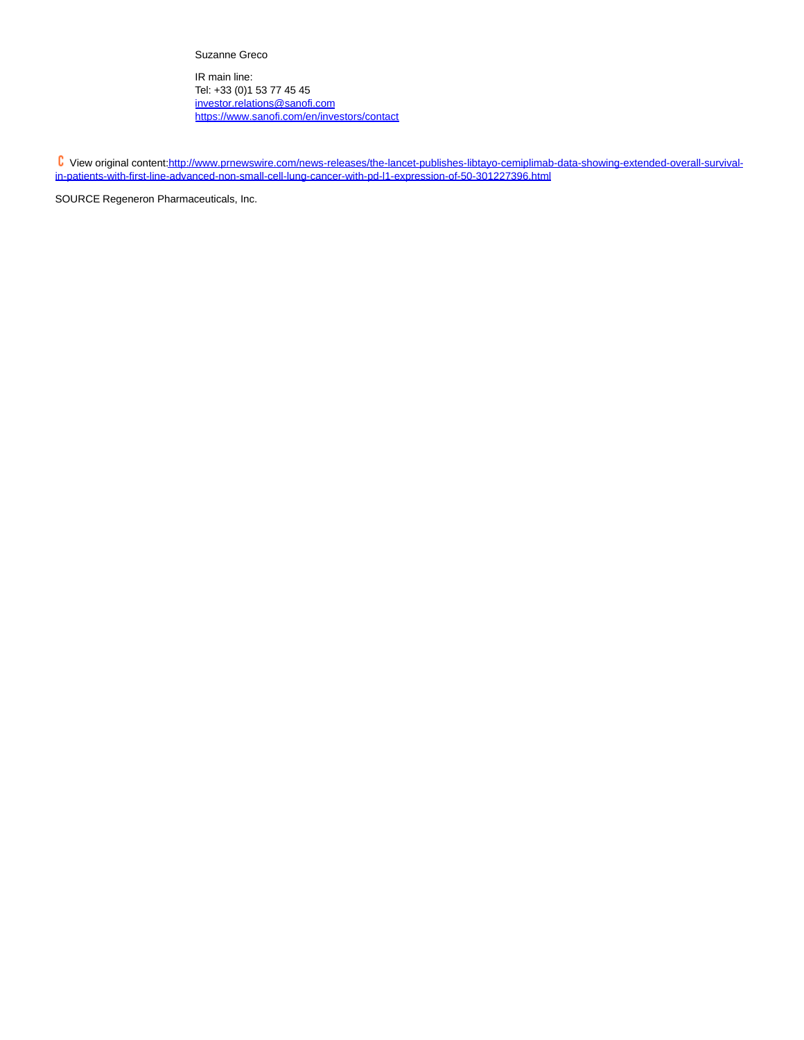Suzanne Greco

IR main line:
Tel: +33 (0)1 53 77 45 45
investor.relations@sanofi.com
https://www.sanofi.com/en/investors/contact

View original content:http://www.prnewswire.com/news-releases/the-lancet-publishes-libtayo-cemiplimab-data-showing-extended-overall-survival-in-patients-with-first-line-advanced-non-small-cell-lung-cancer-with-pd-l1-expression-of-50-301227396.html

SOURCE Regeneron Pharmaceuticals, Inc.